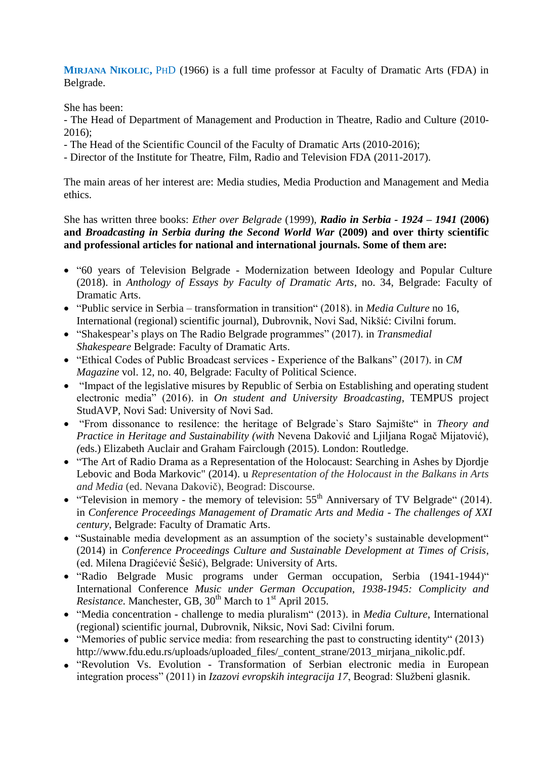**MIRJANA NIKOLIC, PHD** (1966) is a full time professor at Faculty of Dramatic Arts (FDA) in Belgrade.

She has been:
- The Head of Department of Management and Production in Theatre, Radio and Culture (2010-2016);
- The Head of the Scientific Council of the Faculty of Dramatic Arts (2010-2016);
- Director of the Institute for Theatre, Film, Radio and Television FDA (2011-2017).

The main areas of her interest are: Media studies, Media Production and Management and Media ethics.

She has written three books: *Ether over Belgrade* (1999), ***Radio in Serbia - 1924 – 1941*** **(2006) and *Broadcasting in Serbia during the Second World War* (2009) and over thirty scientific and professional articles for national and international journals. Some of them are:**

- "60 years of Television Belgrade - Modernization between Ideology and Popular Culture (2018). in *Anthology of Essays by Faculty of Dramatic Arts*, no. 34, Belgrade: Faculty of Dramatic Arts.
- "Public service in Serbia – transformation in transition" (2018). in *Media Culture* no 16, International (regional) scientific journal), Dubrovnik, Novi Sad, Nikšić: Civilni forum.
- "Shakespear's plays on The Radio Belgrade programmes" (2017). in *Transmedial Shakespeare* Belgrade: Faculty of Dramatic Arts.
- "Ethical Codes of Public Broadcast services - Experience of the Balkans" (2017). in *CM Magazine* vol. 12, no. 40, Belgrade: Faculty of Political Science.
- "Impact of the legislative misures by Republic of Serbia on Establishing and operating student electronic media" (2016). in *On student and University Broadcasting*, TEMPUS project StudAVP, Novi Sad: University of Novi Sad.
- "From dissonance to resilence: the heritage of Belgrade`s Staro Sajmište" in *Theory and Practice in Heritage and Sustainability (with* Nevena Daković and Ljiljana Rogač Mijatović), *(*eds.) Elizabeth Auclair and Graham Fairclough (2015). London: Routledge.
- "The Art of Radio Drama as a Representation of the Holocaust: Searching in Ashes by Djordje Lebovic and Boda Markovic" (2014). u *Representation of the Holocaust in the Balkans in Arts and Media* (ed. Nevena Dakovič), Beograd: Discourse.
- "Television in memory - the memory of television: 55th Anniversary of TV Belgrade" (2014). in *Conference Proceedings Management of Dramatic Arts and Media - The challenges of XXI century*, Belgrade: Faculty of Dramatic Arts.
- "Sustainable media development as an assumption of the society's sustainable development" (2014) in *Conference Proceedings Culture and Sustainable Development at Times of Crisis*, (ed. Milena Dragićević Šešić), Belgrade: University of Arts.
- "Radio Belgrade Music programs under German occupation, Serbia (1941-1944)" International Conference *Music under German Occupation, 1938-1945: Complicity and Resistance*. Manchester, GB, 30th March to 1st April 2015.
- "Media concentration - challenge to media pluralism" (2013). in *Media Culture*, International (regional) scientific journal, Dubrovnik, Niksic, Novi Sad: Civilni forum.
- "Memories of public service media: from researching the past to constructing identity" (2013) http://www.fdu.edu.rs/uploads/uploaded_files/_content_strane/2013_mirjana_nikolic.pdf.
- "Revolution Vs. Evolution - Transformation of Serbian electronic media in European integration process" (2011) in *Izazovi evropskih integracija 17*, Beograd: Službeni glasnik.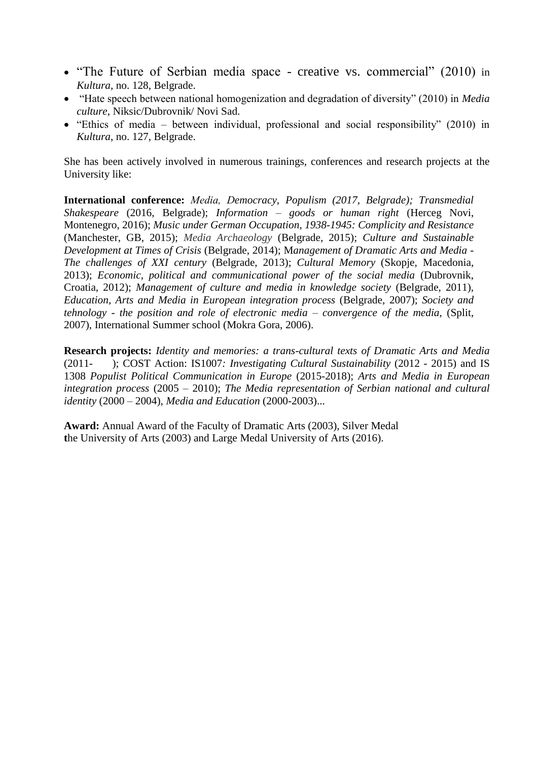- "The Future of Serbian media space - creative vs. commercial" (2010) in *Kultura*, no. 128, Belgrade.
- "Hate speech between national homogenization and degradation of diversity" (2010) in *Media culture*, Niksic/Dubrovnik/ Novi Sad.
- "Ethics of media – between individual, professional and social responsibility" (2010) in *Kultura*, no. 127, Belgrade.

She has been actively involved in numerous trainings, conferences and research projects at the University like:

**International conference:** *Media, Democracy, Populism (2017, Belgrade); Transmedial Shakespeare* (2016, Belgrade); *Information – goods or human right* (Herceg Novi, Montenegro, 2016); *Music under German Occupation, 1938-1945: Complicity and Resistance* (Manchester, GB, 2015); *Media Archaeology* (Belgrade, 2015); *Culture and Sustainable Development at Times of Crisis* (Belgrade, 2014); M*anagement of Dramatic Arts and Media - The challenges of XXI century* (Belgrade, 2013); *Cultural Memory* (Skopje, Macedonia, 2013); *Economic, political and communicational power of the social media* (Dubrovnik, Croatia, 2012); *Management of culture and media in knowledge society* (Belgrade, 2011), *Education, Arts and Media in European integration process* (Belgrade, 2007); *Society and tehnology - the position and role of electronic media – convergence of the media,* (Split, 2007), International Summer school (Mokra Gora, 2006).

**Research projects:** *Identity and memories: a trans-cultural texts of Dramatic Arts and Media* (2011- ); COST Action: IS1007*: Investigating Cultural Sustainability* (2012 - 2015) and IS 1308 *Populist Political Communication in Europe* (2015-2018); *Arts and Media in European integration process* (2005 – 2010); *The Media representation of Serbian national and cultural identity* (2000 – 2004), *Media and Education* (2000-2003)...

**Award:** Annual Award of the Faculty of Dramatic Arts (2003), Silver Medal **t**he University of Arts (2003) and Large Medal University of Arts (2016).